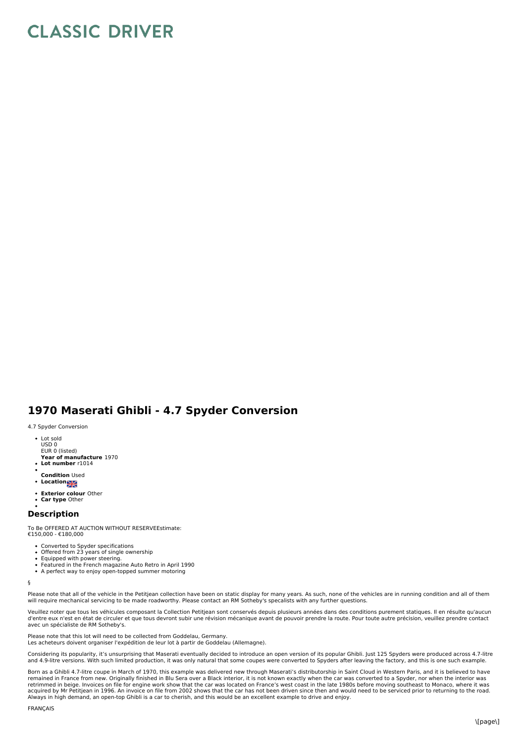# CLASSIC DRIVER

## 1970 Maserati Ghibli - 4.7 Spyder Conversion

4.7 Spyder Conversion

- Lot sold
  USD 0
  EUR 0 (listed)
  **Year of manufacture** 1970
- **Lot number** r1014
- 
  **Condition** Used
- **Location**
- **Exterior colour** Other
- **Car type** Other
- 

### Description

To Be OFFERED AT AUCTION WITHOUT RESERVEEstimate:
€150,000 - €180,000

- Converted to Spyder specifications
- Offered from 23 years of single ownership
- Equipped with power steering.
- Featured in the French magazine Auto Retro in April 1990
- A perfect way to enjoy open-topped summer motoring

§

Please note that all of the vehicle in the Petitjean collection have been on static display for many years. As such, none of the vehicles are in running condition and all of them will require mechanical servicing to be made roadworthy. Please contact an RM Sotheby's specalists with any further questions.

Veuillez noter que tous les véhicules composant la Collection Petitjean sont conservés depuis plusieurs années dans des conditions purement statiques. Il en résulte qu'aucun d'entre eux n'est en état de circuler et que tous devront subir une révision mécanique avant de pouvoir prendre la route. Pour toute autre précision, veuillez prendre contact avec un spécialiste de RM Sotheby's.

Please note that this lot will need to be collected from Goddelau, Germany.
Les acheteurs doivent organiser l'expédition de leur lot à partir de Goddelau (Allemagne).

Considering its popularity, it's unsurprising that Maserati eventually decided to introduce an open version of its popular Ghibli. Just 125 Spyders were produced across 4.7-litre and 4.9-litre versions. With such limited production, it was only natural that some coupes were converted to Spyders after leaving the factory, and this is one such example.

Born as a Ghibli 4.7-litre coupe in March of 1970, this example was delivered new through Maserati's distributorship in Saint Cloud in Western Paris, and it is believed to have remained in France from new. Originally finished in Blu Sera over a Black interior, it is not known exactly when the car was converted to a Spyder, nor when the interior was retrimmed in beige. Invoices on file for engine work show that the car was located on France's west coast in the late 1980s before moving southeast to Monaco, where it was acquired by Mr Petitjean in 1996. An invoice on file from 2002 shows that the car has not been driven since then and would need to be serviced prior to returning to the road. Always in high demand, an open-top Ghibli is a car to cherish, and this would be an excellent example to drive and enjoy.

FRANÇAIS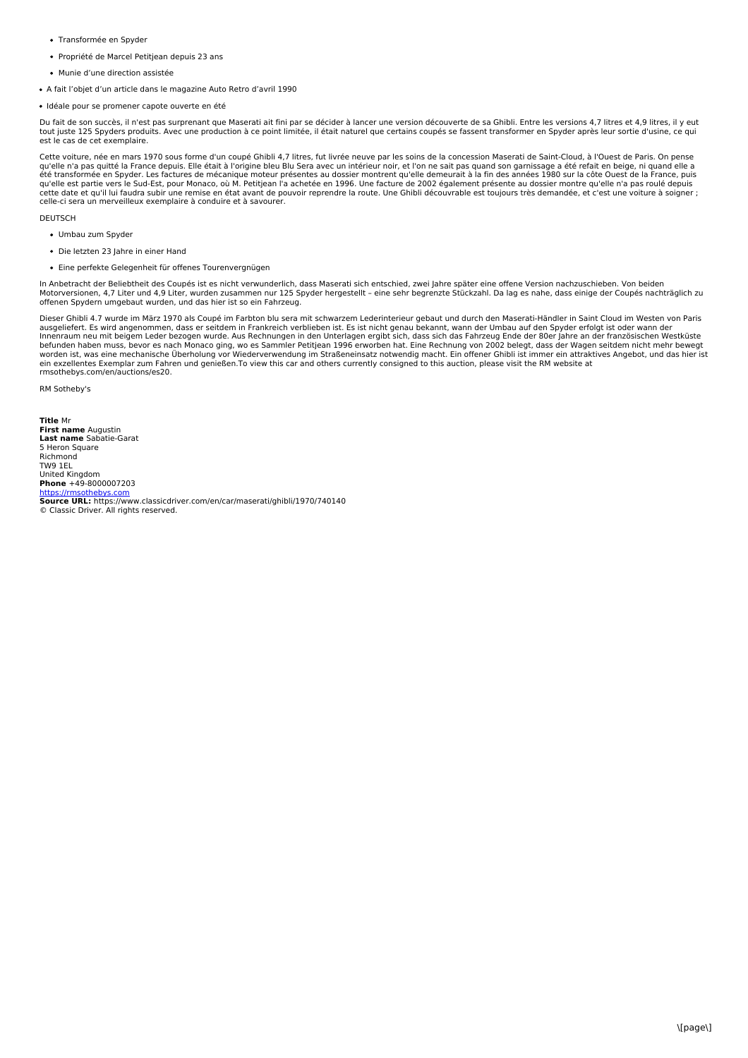- Transformée en Spyder
- Propriété de Marcel Petitjean depuis 23 ans
- Munie d'une direction assistée
- A fait l'objet d'un article dans le magazine Auto Retro d'avril 1990
- Idéale pour se promener capote ouverte en été

Du fait de son succès, il n'est pas surprenant que Maserati ait fini par se décider à lancer une version découverte de sa Ghibli. Entre les versions 4,7 litres et 4,9 litres, il y eut tout juste 125 Spyders produits. Avec une production à ce point limitée, il était naturel que certains coupés se fassent transformer en Spyder après leur sortie d'usine, ce qui est le cas de cet exemplaire.

Cette voiture, née en mars 1970 sous forme d'un coupé Ghibli 4,7 litres, fut livrée neuve par les soins de la concession Maserati de Saint-Cloud, à l'Ouest de Paris. On pense qu'elle n'a pas quitté la France depuis. Elle était à l'origine bleu Blu Sera avec un intérieur noir, et l'on ne sait pas quand son garnissage a été refait en beige, ni quand elle a été transformée en Spyder. Les factures de mécanique moteur présentes au dossier montrent qu'elle demeurait à la fin des années 1980 sur la côte Ouest de la France, puis qu'elle est partie vers le Sud-Est, pour Monaco, où M. Petitjean l'a achetée en 1996. Une facture de 2002 également présente au dossier montre qu'elle n'a pas roulé depuis cette date et qu'il lui faudra subir une remise en état avant de pouvoir reprendre la route. Une Ghibli découvrable est toujours très demandée, et c'est une voiture à soigner ; celle-ci sera un merveilleux exemplaire à conduire et à savourer.

DEUTSCH

- Umbau zum Spyder
- Die letzten 23 Jahre in einer Hand
- Eine perfekte Gelegenheit für offenes Tourenvergnügen

In Anbetracht der Beliebtheit des Coupés ist es nicht verwunderlich, dass Maserati sich entschied, zwei Jahre später eine offene Version nachzuschieben. Von beiden Motorversionen, 4,7 Liter und 4,9 Liter, wurden zusammen nur 125 Spyder hergestellt – eine sehr begrenzte Stückzahl. Da lag es nahe, dass einige der Coupés nachträglich zu offenen Spydern umgebaut wurden, und das hier ist so ein Fahrzeug.

Dieser Ghibli 4.7 wurde im März 1970 als Coupé im Farbton blu sera mit schwarzem Lederinterieur gebaut und durch den Maserati-Händler in Saint Cloud im Westen von Paris ausgeliefert. Es wird angenommen, dass er seitdem in Frankreich verblieben ist. Es ist nicht genau bekannt, wann der Umbau auf den Spyder erfolgt ist oder wann der Innenraum neu mit beigem Leder bezogen wurde. Aus Rechnungen in den Unterlagen ergibt sich, dass sich das Fahrzeug Ende der 80er Jahre an der französischen Westküste befunden haben muss, bevor es nach Monaco ging, wo es Sammler Petitjean 1996 erworben hat. Eine Rechnung von 2002 belegt, dass der Wagen seitdem nicht mehr bewegt worden ist, was eine mechanische Überholung vor Wiederverwendung im Straßeneinsatz notwendig macht. Ein offener Ghibli ist immer ein attraktives Angebot, und das hier ist ein exzellentes Exemplar zum Fahren und genießen.To view this car and others currently consigned to this auction, please visit the RM website at rmsothebys.com/en/auctions/es20.

RM Sotheby's

**Title** Mr
**First name** Augustin
**Last name** Sabatie-Garat
5 Heron Square
Richmond
TW9 1EL
United Kingdom
**Phone** +49-8000007203
https://rmsothebys.com
**Source URL:** https://www.classicdriver.com/en/car/maserati/ghibli/1970/740140
© Classic Driver. All rights reserved.